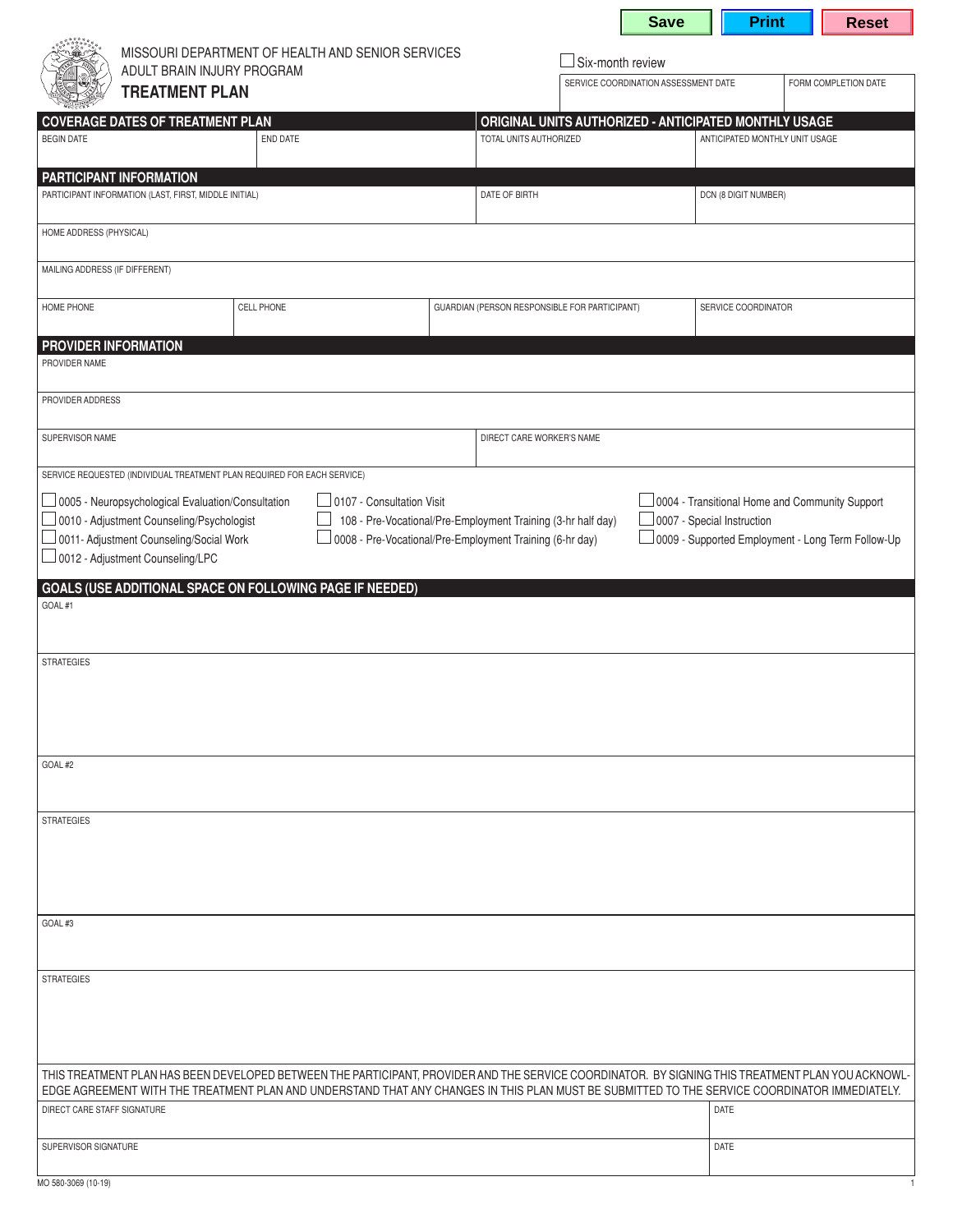Save Print Reset

MISSOURI DEPARTMENT OF HEALTH AND SENIOR SERVICES
ADULT BRAIN INJURY PROGRAM

# TREATMENT PLAN

☐ Six-month review

| SERVICE COORDINATION ASSESSMENT DATE | FORM COMPLETION DATE |
|---|---|
| | |

## COVERAGE DATES OF TREATMENT PLAN / ORIGINAL UNITS AUTHORIZED - ANTICIPATED MONTHLY USAGE

| BEGIN DATE | END DATE | TOTAL UNITS AUTHORIZED | ANTICIPATED MONTHLY UNIT USAGE |
|---|---|---|---|
| | | | |

## PARTICIPANT INFORMATION

| PARTICIPANT INFORMATION (LAST, FIRST, MIDDLE INITIAL) | DATE OF BIRTH | DCN (8 DIGIT NUMBER) |
|---|---|---|
| | | |

HOME ADDRESS (PHYSICAL)

MAILING ADDRESS (IF DIFFERENT)

| HOME PHONE | CELL PHONE | GUARDIAN (PERSON RESPONSIBLE FOR PARTICIPANT) | SERVICE COORDINATOR |
|---|---|---|---|
| | | | |

## PROVIDER INFORMATION

PROVIDER NAME

PROVIDER ADDRESS

| SUPERVISOR NAME | DIRECT CARE WORKER'S NAME |
|---|---|
| | |

SERVICE REQUESTED (INDIVIDUAL TREATMENT PLAN REQUIRED FOR EACH SERVICE)

- ☐ 0005 - Neuropsychological Evaluation/Consultation
- ☐ 0010 - Adjustment Counseling/Psychologist
- ☐ 0011- Adjustment Counseling/Social Work
- ☐ 0012 - Adjustment Counseling/LPC
- ☐ 0107 - Consultation Visit
- ☐ 108 - Pre-Vocational/Pre-Employment Training (3-hr half day)
- ☐ 0008 - Pre-Vocational/Pre-Employment Training (6-hr day)
- ☐ 0004 - Transitional Home and Community Support
- ☐ 0007 - Special Instruction
- ☐ 0009 - Supported Employment - Long Term Follow-Up

## GOALS (USE ADDITIONAL SPACE ON FOLLOWING PAGE IF NEEDED)

GOAL #1

STRATEGIES

GOAL #2

STRATEGIES

GOAL #3

STRATEGIES

THIS TREATMENT PLAN HAS BEEN DEVELOPED BETWEEN THE PARTICIPANT, PROVIDER AND THE SERVICE COORDINATOR. BY SIGNING THIS TREATMENT PLAN YOU ACKNOWLEDGE AGREEMENT WITH THE TREATMENT PLAN AND UNDERSTAND THAT ANY CHANGES IN THIS PLAN MUST BE SUBMITTED TO THE SERVICE COORDINATOR IMMEDIATELY.

| DIRECT CARE STAFF SIGNATURE | DATE |
|---|---|
| | |
| SUPERVISOR SIGNATURE | DATE |
| | |

MO 580-3069 (10-19)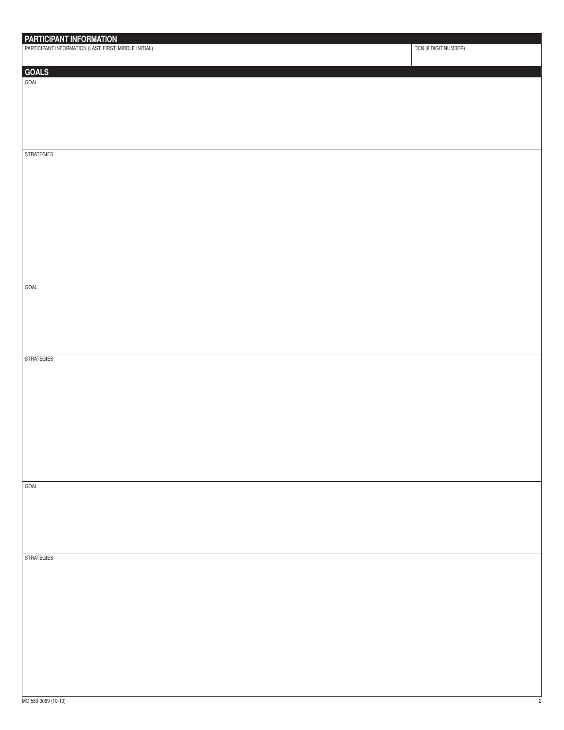## PARTICIPANT INFORMATION

| PARTICIPANT INFORMATION (LAST, FIRST, MIDDLE INITIAL) | DCN (8 DIGIT NUMBER) |
| --- | --- |
| | |

## GOALS

GOAL

STRATEGIES

GOAL

STRATEGIES

GOAL

STRATEGIES

MO 580-3069 (10-19)